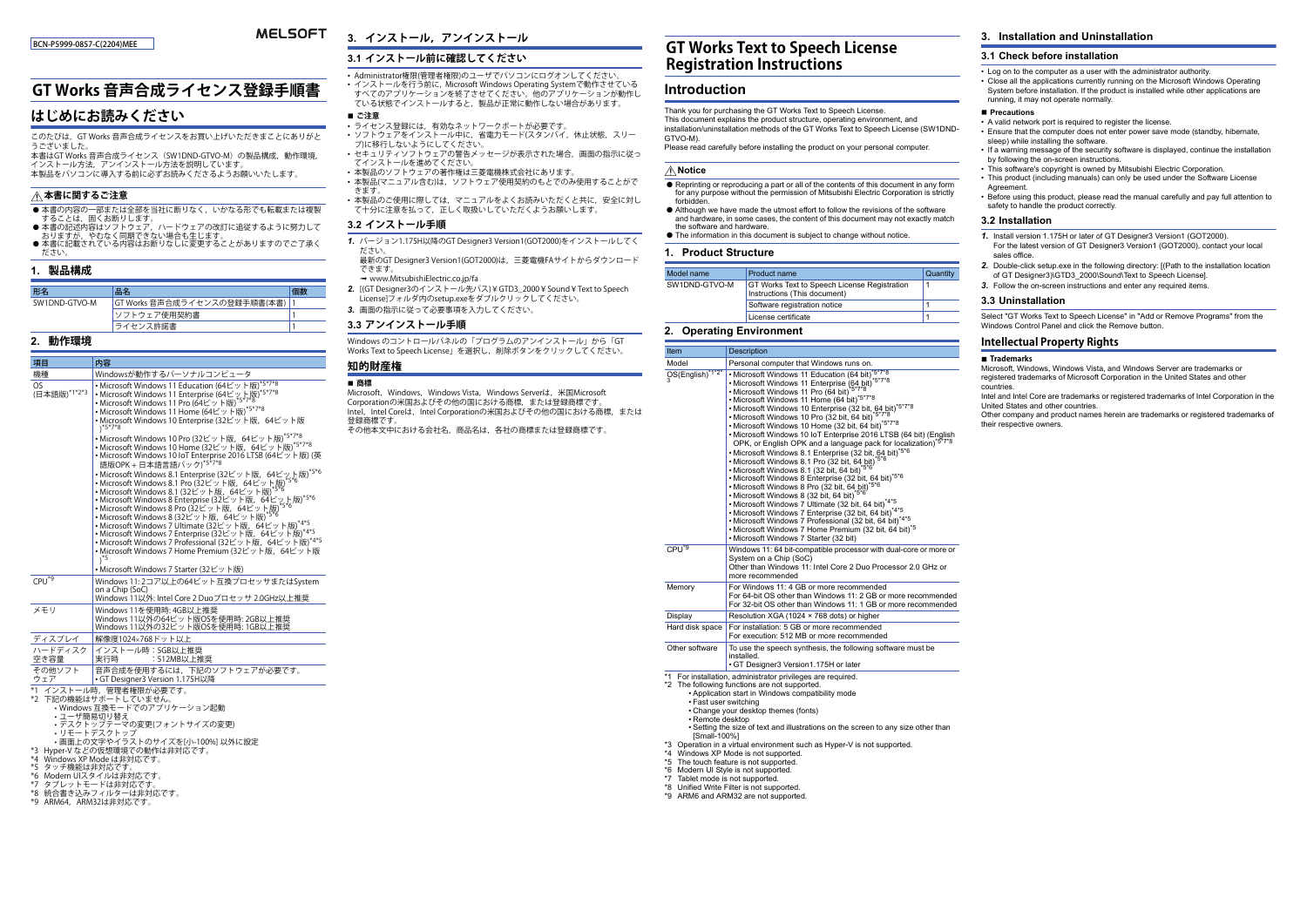BCN-P5999-0857-C(2204)MEE

MELSOFT

# GT Works 音声合成ライセンス登録手順書

## はじめにお読みください

このたびは，GT Works 音声合成ライセンスをお買い上げいただきましてありがとうございました。
本書はGT Works 音声合成ライセンス（SW1DND-GTVO-M）の製品構成，動作環境，インストール方法，アンインストール方法を説明しています。
本製品をパソコンに導入する前に必ずお読みくださるようお願いいたします。

### ⚠本書に関するご注意

- 本書の内容の一部または全部を当社に断りなく，いかなる形でも転載または複製することは，固くお断りします。
- 本書の記述内容はソフトウェア，ハードウェアの改訂に追従するように努力しておりますが，やむなく同期できない場合も生じます。
- 本書に記載されている内容はお断りなしに変更することがありますのでご了承ください。

## 1. 製品構成

| 形名 | 品名 | 個数 |
|---|---|---|
| SW1DND-GTVO-M | GT Works 音声合成ライセンス登録手順書(本書) | 1 |
| | ソフトウェア使用契約書 | 1 |
| | ライセンス許諾書 | 1 |

## 2. 動作環境

| 項目 | 内容 |
|---|---|
| 機種 | Windowsが動作するパーソナルコンピュータ |
| OS (日本語版)*1*2*3 | • Microsoft Windows 11 Education (64ビット版)*5*7*8<br>• Microsoft Windows 11 Enterprise (64ビット版)*5*7*8<br>• Microsoft Windows 11 Pro (64ビット版)*5*7*8<br>• Microsoft Windows 11 Home (64ビット版)*5*7*8<br>• Microsoft Windows 10 Enterprise (32ビット版，64ビット版)*5*7*8<br>• Microsoft Windows 10 Pro (32ビット版，64ビット版)*5*7*8<br>• Microsoft Windows 10 Home (32ビット版，64ビット版)*5*7*8<br>• Microsoft Windows 10 IoT Enterprise 2016 LTSB (64ビット版) (英語版OPK + 日本語言語パック)*5*7*8<br>• Microsoft Windows 8.1 Enterprise (32ビット版，64ビット版)*5*6<br>• Microsoft Windows 8.1 Pro (32ビット版，64ビット版)*5*6<br>• Microsoft Windows 8.1 (32ビット版，64ビット版)*5*6<br>• Microsoft Windows 8 Enterprise (32ビット版，64ビット版)*5*6<br>• Microsoft Windows 8 Pro (32ビット版，64ビット版)*5*6<br>• Microsoft Windows 8 (32ビット版，64ビット版)*5*6<br>• Microsoft Windows 7 Ultimate (32ビット版，64ビット版)*4*5<br>• Microsoft Windows 7 Enterprise (32ビット版，64ビット版)*4*5<br>• Microsoft Windows 7 Professional (32ビット版，64ビット版)*4*5<br>• Microsoft Windows 7 Home Premium (32ビット版，64ビット版)*5<br>• Microsoft Windows 7 Starter (32ビット版) |
| CPU*9 | Windows 11: 2コア以上の64ビット互換プロセッサまたはSystem on a Chip (SoC)<br>Windows 11以外: Intel Core 2 Duoプロセッサ 2.0GHz以上推奨 |
| メモリ | Windows 11を使用時: 4GB以上推奨<br>Windows 11以外の64ビット版OSを使用時: 2GB以上推奨<br>Windows 11以外の32ビット版OSを使用時: 1GB以上推奨 |
| ディスプレイ | 解像度1024×768ドット以上 |
| ハードディスク空き容量 | インストール時：5GB以上推奨<br>実行時　　　：512MB以上推奨 |
| その他ソフトウェア | 音声合成を使用するには，下記のソフトウェアが必要です。<br>• GT Designer3 Version 1.175H以降 |

*1 インストール時，管理者権限が必要です。
*2 下記の機能はサポートしていません。
- Windows 互換モードでのアプリケーション起動
- ユーザ簡易切り替え
- デスクトップテーマの変更(フォントサイズの変更)
- リモートデスクトップ
- 画面上の文字やイラストのサイズを[小-100%] 以外に設定

*3 Hyper-V などの仮想環境での動作は非対応です。
*4 Windows XP Mode は非対応です。
*5 タッチ機能は非対応です。
*6 Modern UIスタイルは非対応です。
*7 タブレットモードは非対応です。
*8 統合書き込みフィルターは非対応です。
*9 ARM64，ARM32は非対応です。

## 3. インストール，アンインストール

### 3.1 インストール前に確認してください

- Administrator権限(管理者権限)のユーザでパソコンにログオンしてください。
- インストールを行う前に，Microsoft Windows Operating Systemで動作させているすべてのアプリケーションを終了させてください。他のアプリケーションが動作している状態でインストールすると，製品が正常に動作しない場合があります。

**■ ご注意**

- ライセンス登録には，有効なネットワークポートが必要です。
- ソフトウェアをインストール中に，省電力モード(スタンバイ，休止状態，スリープ)に移行しないようにしてください。
- セキュリティソフトウェアの警告メッセージが表示された場合，画面の指示に従ってインストールを進めてください。
- 本製品のソフトウェアの著作権は三菱電機株式会社にあります。
- 本製品(マニュアル含む)は，ソフトウェア使用契約のもとでのみ使用することができます。
- 本製品のご使用に際しては，マニュアルをよくお読みいただくと共に，安全に対して十分に注意を払って，正しく取扱いしていただくようお願いします。

### 3.2 インストール手順

1. バージョン1.175H以降のGT Designer3 Version1(GOT2000)をインストールしてください。
   最新のGT Designer3 Version1(GOT2000)は，三菱電機FAサイトからダウンロードできます。
   ➡ www.MitsubishiElectric.co.jp/fa
2. [(GT Designer3のインストール先パス)¥GTD3_2000¥Sound¥Text to Speech License]フォルダ内のsetup.exeをダブルクリックしてください。
3. 画面の指示に従って必要事項を入力してください。

### 3.3 アンインストール手順

Windows のコントロールパネルの「プログラムのアンインストール」から「GT Works Text to Speech License」を選択し，削除ボタンをクリックしてください。

## 知的財産権

**■ 商標**

Microsoft，Windows，Windows Vista，Windows Serverは，米国Microsoft Corporationの米国およびその他の国における商標，または登録商標です。
Intel，Intel Coreは，Intel Corporationの米国およびその他の国における商標，または登録商標です。
その他本文中における会社名，商品名は，各社の商標または登録商標です。

# GT Works Text to Speech License Registration Instructions

## Introduction

Thank you for purchasing the GT Works Text to Speech License.
This document explains the product structure, operating environment, and installation/uninstallation methods of the GT Works Text to Speech License (SW1DND-GTVO-M).
Please read carefully before installing the product on your personal computer.

### ⚠Notice

- Reprinting or reproducing a part or all of the contents of this document in any form for any purpose without the permission of Mitsubishi Electric Corporation is strictly forbidden.
- Although we have made the utmost effort to follow the revisions of the software and hardware, in some cases, the content of this document may not exactly match the software and hardware.
- The information in this document is subject to change without notice.

## 1. Product Structure

| Model name | Product name | Quantity |
|---|---|---|
| SW1DND-GTVO-M | GT Works Text to Speech License Registration Instructions (This document) | 1 |
| | Software registration notice | 1 |
| | License certificate | 1 |

## 2. Operating Environment

| Item | Description |
|---|---|
| Model | Personal computer that Windows runs on. |
| OS(English)*1*2*3 | • Microsoft Windows 11 Education (64 bit)*5*7*8<br>• Microsoft Windows 11 Enterprise (64 bit)*5*7*8<br>• Microsoft Windows 11 Pro (64 bit)*5*7*8<br>• Microsoft Windows 11 Home (64 bit)*5*7*8<br>• Microsoft Windows 10 Enterprise (32 bit, 64 bit)*5*7*8<br>• Microsoft Windows 10 Pro (32 bit, 64 bit)*5*7*8<br>• Microsoft Windows 10 Home (32 bit, 64 bit)*5*7*8<br>• Microsoft Windows 10 IoT Enterprise 2016 LTSB (64 bit) (English OPK, or English OPK and a language pack for localization)*5*7*8<br>• Microsoft Windows 8.1 Enterprise (32 bit, 64 bit)*5*6<br>• Microsoft Windows 8.1 Pro (32 bit, 64 bit)*5*6<br>• Microsoft Windows 8.1 (32 bit, 64 bit)*5*6<br>• Microsoft Windows 8 Enterprise (32 bit, 64 bit)*5*6<br>• Microsoft Windows 8 Pro (32 bit, 64 bit)*5*6<br>• Microsoft Windows 8 (32 bit, 64 bit)*5*6<br>• Microsoft Windows 7 Ultimate (32 bit, 64 bit)*4*5<br>• Microsoft Windows 7 Enterprise (32 bit, 64 bit)*4*5<br>• Microsoft Windows 7 Professional (32 bit, 64 bit)*4*5<br>• Microsoft Windows 7 Home Premium (32 bit, 64 bit)*5<br>• Microsoft Windows 7 Starter (32 bit) |
| CPU*9 | Windows 11: 64 bit-compatible processor with dual-core or more or System on a Chip (SoC)<br>Other than Windows 11: Intel Core 2 Duo Processor 2.0 GHz or more recommended |
| Memory | For Windows 11: 4 GB or more recommended<br>For 64-bit OS other than Windows 11: 2 GB or more recommended<br>For 32-bit OS other than Windows 11: 1 GB or more recommended |
| Display | Resolution XGA (1024 × 768 dots) or higher |
| Hard disk space | For installation: 5 GB or more recommended<br>For execution: 512 MB or more recommended |
| Other software | To use the speech synthesis, the following software must be installed.<br>• GT Designer3 Version1.175H or later |

*1 For installation, administrator privileges are required.
*2 The following functions are not supported.
- Application start in Windows compatibility mode
- Fast user switching
- Change your desktop themes (fonts)
- Remote desktop
- Setting the size of text and illustrations on the screen to any size other than [Small-100%]

*3 Operation in a virtual environment such as Hyper-V is not supported.
*4 Windows XP Mode is not supported.
*5 The touch feature is not supported.
*6 Modern UI Style is not supported.
*7 Tablet mode is not supported.
*8 Unified Write Filter is not supported.
*9 ARM6 and ARM32 are not supported.

## 3. Installation and Uninstallation

### 3.1 Check before installation

- Log on to the computer as a user with the administrator authority.
- Close all the applications currently running on the Microsoft Windows Operating System before installation. If the product is installed while other applications are running, it may not operate normally.

**■ Precautions**

- A valid network port is required to register the license.
- Ensure that the computer does not enter power save mode (standby, hibernate, sleep) while installing the software.
- If a warning message of the security software is displayed, continue the installation by following the on-screen instructions.
- This software's copyright is owned by Mitsubishi Electric Corporation.
- This product (including manuals) can only be used under the Software License Agreement.
- Before using this product, please read the manual carefully and pay full attention to safety to handle the product correctly.

### 3.2 Installation

1. Install version 1.175H or later of GT Designer3 Version1 (GOT2000).
   For the latest version of GT Designer3 Version1 (GOT2000), contact your local sales office.
2. Double-click setup.exe in the following directory: [(Path to the installation location of GT Designer3)\GTD3_2000\Sound\Text to Speech License].
3. Follow the on-screen instructions and enter any required items.

### 3.3 Uninstallation

Select "GT Works Text to Speech License" in "Add or Remove Programs" from the Windows Control Panel and click the Remove button.

## Intellectual Property Rights

**■ Trademarks**

Microsoft, Windows, Windows Vista, and Windows Server are trademarks or registered trademarks of Microsoft Corporation in the United States and other countries.
Intel and Intel Core are trademarks or registered trademarks of Intel Corporation in the United States and other countries.
Other company and product names herein are trademarks or registered trademarks of their respective owners.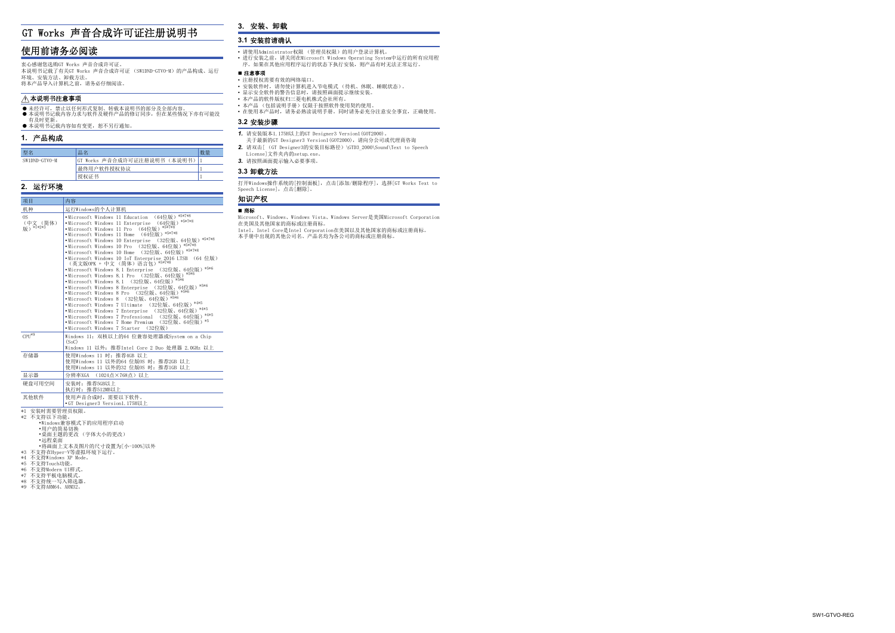# GT Works 声音合成许可证注册说明书

# 使用前请务必阅读

衷心感谢您选购GT Works 声音合成许可证。

本说明书记载了有关GT Works 声音合成许可证 (SW1DND-GTVO-M)的产品构成、运行环境、安装方法、卸载方法。

将本产品导入计算机之前，请务必仔细阅读。

### ⚠ 本说明书注意事项

- 未经许可，禁止以任何形式复制、转载本说明书的部分及全部内容。
- 本说明书记载内容力求与软件及硬件产品的修订同步，但在某些情况下亦有可能没有及时更新。
- 本说明书记载内容如有变更，恕不另行通知。

## 1. 产品构成

| 型名 | 品名 | 数量 |
|---|---|---|
| SW1DND-GTVO-M | GT Works 声音合成许可证注册说明书 (本说明书) | 1 |
| | 最终用户软件授权协议 | 1 |
| | 授权证书 | 1 |

## 2. 运行环境

| 项目 | 内容 |
|---|---|
| 机种 | 运行Windows的个人计算机 |
| OS (中文 (简体) 版) *1*2*3 | •Microsoft Windows 11 Education (64位版) *5*7*8<br>•Microsoft Windows 11 Enterprise (64位版) *5*7*8<br>•Microsoft Windows 11 Pro (64位版) *5*7*8<br>•Microsoft Windows 11 Home (64位版) *5*7*8<br>•Microsoft Windows 10 Enterprise (32位版、64位版) *5*7*8<br>•Microsoft Windows 10 Pro (32位版、64位版) *5*7*8<br>•Microsoft Windows 10 Home (32位版、64位版) *5*7*8<br>•Microsoft Windows 10 IoT Enterprise 2016 LTSB (64 位版) (英文版OPK + 中文 (简体) 语言包) *5*7*8<br>•Microsoft Windows 8.1 Enterprise (32位版、64位版) *5*6<br>•Microsoft Windows 8.1 Pro (32位版、64位版) *5*6<br>•Microsoft Windows 8.1 (32位版、64位版) *5*6<br>•Microsoft Windows 8 Enterprise (32位版、64位版) *5*6<br>•Microsoft Windows 8 Pro (32位版、64位版) *5*6<br>•Microsoft Windows 8 (32位版、64位版) *5*6<br>•Microsoft Windows 7 Ultimate (32位版、64位版) *4*5<br>•Microsoft Windows 7 Enterprise (32位版、64位版) *4*5<br>•Microsoft Windows 7 Professional (32位版、64位版) *4*5<br>•Microsoft Windows 7 Home Premium (32位版、64位版) *5<br>•Microsoft Windows 7 Starter (32位版) |
| CPU*9 | Windows 11: 双核以上的64 位兼容处理器或System on a Chip (SoC)<br>Windows 11 以外: 推荐Intel Core 2 Duo 处理器 2.0GHz 以上 |
| 存储器 | 使用Windows 11 时: 推荐4GB 以上<br>使用Windows 11 以外的64 位版OS 时: 推荐2GB 以上<br>使用Windows 11 以外的32 位版OS 时: 推荐1GB 以上 |
| 显示器 | 分辨率XGA (1024点×768点) 以上 |
| 硬盘可用空间 | 安装时: 推荐5GB以上<br>执行时: 推荐512MB以上 |
| 其他软件 | 使用声音合成时，需要以下软件。<br>•GT Designer3 Version1.175H以上 |

*1 安装时需要管理员权限。

*2 不支持以下功能。
- •Windows兼容模式下的应用程序启动
- •用户的简易切换
- •桌面主题的更改 (字体大小的更改)
- •远程桌面
- •将画面上文本及图片的尺寸设置为[小-100%]以外

*3 不支持在Hyper-V等虚拟环境下运行。

*4 不支持Windows XP Mode。

*5 不支持Touch功能。

*6 不支持Modern UI样式。

*7 不支持平板电脑模式。

*8 不支持统一写入筛选器。

*9 不支持ARM64、ARM32。

## 3. 安装、卸载

### 3.1 安装前请确认

- 请使用Administrator权限 (管理员权限)的用户登录计算机。
- 进行安装之前，请关闭在Microsoft Windows Operating System中运行的所有应用程序。如果在其他应用程序运行的状态下执行安装，则产品有时无法正常运行。

#### ■ 注意事项

- 注册授权需要有效的网络端口。
- 安装软件时，请勿使计算机进入节电模式 (待机、休眠、睡眠状态)。
- 显示安全软件的警告信息时，请按照画面提示继续安装。
- 本产品的软件版权归三菱电机株式会社所有。
- 本产品 (包括说明手册)仅限于按照软件使用契约使用。
- 在使用本产品时，请务必熟读说明手册。同时请务必充分注意安全事宜，正确使用。

### 3.2 安装步骤

1. 请安装版本1.175H以上的GT Designer3 Version1(GOT2000)。
   关于最新的GT Designer3 Version1(GOT2000)，请向分公司或代理商咨询
2. 请双击[ (GT Designer3的安装目标路径) \GTD3_2000\Sound\Text to Speech License]文件夹内的setup.exe。
3. 请按照画面提示输入必要事项。

### 3.3 卸载方法

打开Windows操作系统的[控制面板]，点击[添加/删除程序]，选择[GT Works Text to Speech License]，点击[删除]。

## 知识产权

#### ■ 商标

Microsoft、Windows、Windows Vista、Windows Server是美国Microsoft Corporation在美国及其他国家的商标或注册商标。

Intel、Intel Core是Intel Corporation在美国以及其他国家的商标或注册商标。

本手册中出现的其他公司名、产品名均为各公司的商标或注册商标。

SW1-GTVO-REG